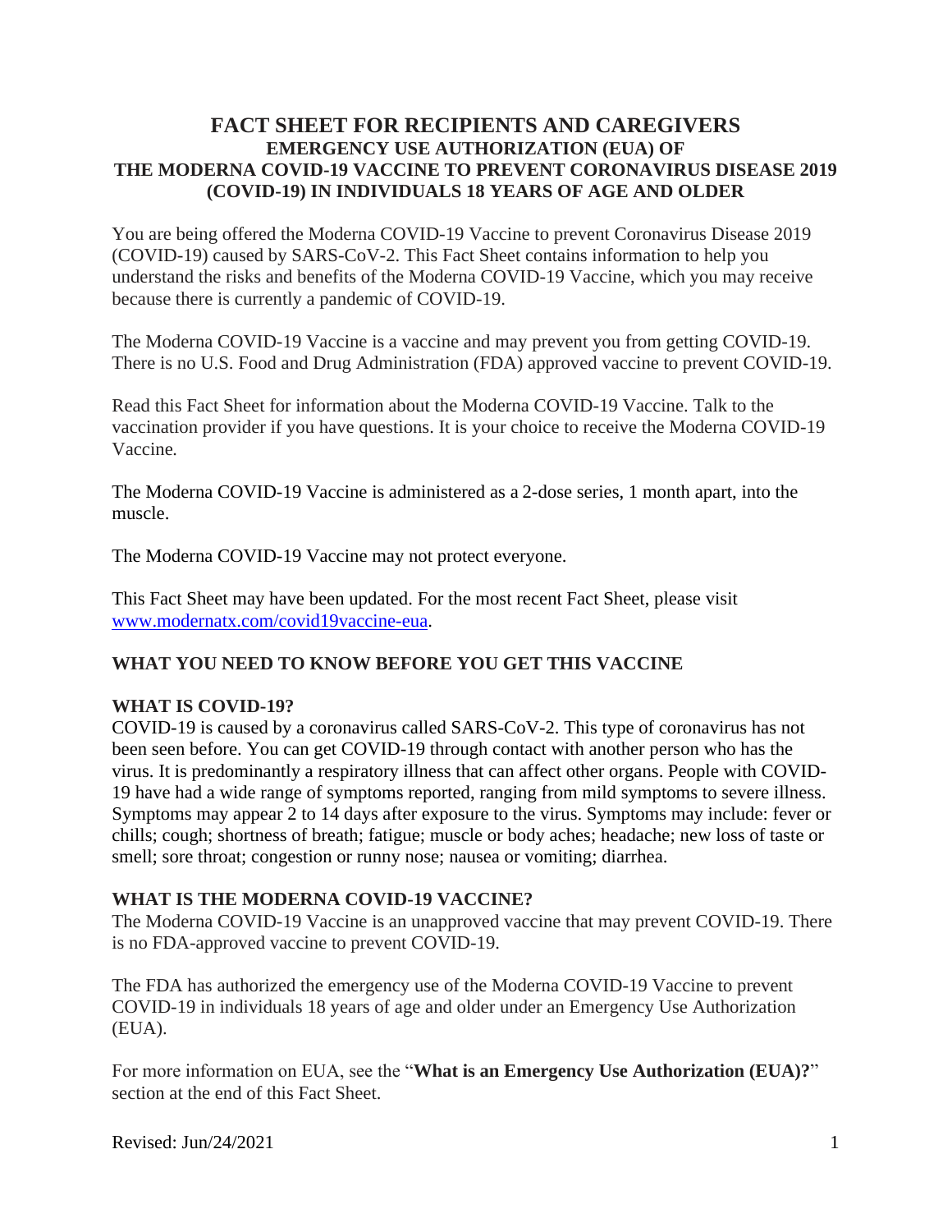# FACT SHEET FOR RECIPIENTS AND CAREGIVERS
## EMERGENCY USE AUTHORIZATION (EUA) OF THE MODERNA COVID-19 VACCINE TO PREVENT CORONAVIRUS DISEASE 2019 (COVID-19) IN INDIVIDUALS 18 YEARS OF AGE AND OLDER

You are being offered the Moderna COVID-19 Vaccine to prevent Coronavirus Disease 2019 (COVID-19) caused by SARS-CoV-2. This Fact Sheet contains information to help you understand the risks and benefits of the Moderna COVID-19 Vaccine, which you may receive because there is currently a pandemic of COVID-19.

The Moderna COVID-19 Vaccine is a vaccine and may prevent you from getting COVID-19. There is no U.S. Food and Drug Administration (FDA) approved vaccine to prevent COVID-19.

Read this Fact Sheet for information about the Moderna COVID-19 Vaccine. Talk to the vaccination provider if you have questions. It is your choice to receive the Moderna COVID-19 Vaccine.

The Moderna COVID-19 Vaccine is administered as a 2-dose series, 1 month apart, into the muscle.

The Moderna COVID-19 Vaccine may not protect everyone.

This Fact Sheet may have been updated. For the most recent Fact Sheet, please visit [www.modernatx.com/covid19vaccine-eua](www.modernatx.com/covid19vaccine-eua).

## WHAT YOU NEED TO KNOW BEFORE YOU GET THIS VACCINE

### WHAT IS COVID-19?

COVID-19 is caused by a coronavirus called SARS-CoV-2. This type of coronavirus has not been seen before. You can get COVID-19 through contact with another person who has the virus. It is predominantly a respiratory illness that can affect other organs. People with COVID-19 have had a wide range of symptoms reported, ranging from mild symptoms to severe illness. Symptoms may appear 2 to 14 days after exposure to the virus. Symptoms may include: fever or chills; cough; shortness of breath; fatigue; muscle or body aches; headache; new loss of taste or smell; sore throat; congestion or runny nose; nausea or vomiting; diarrhea.

### WHAT IS THE MODERNA COVID-19 VACCINE?

The Moderna COVID-19 Vaccine is an unapproved vaccine that may prevent COVID-19. There is no FDA-approved vaccine to prevent COVID-19.

The FDA has authorized the emergency use of the Moderna COVID-19 Vaccine to prevent COVID-19 in individuals 18 years of age and older under an Emergency Use Authorization (EUA).

For more information on EUA, see the "**What is an Emergency Use Authorization (EUA)?**" section at the end of this Fact Sheet.

Revised: Jun/24/2021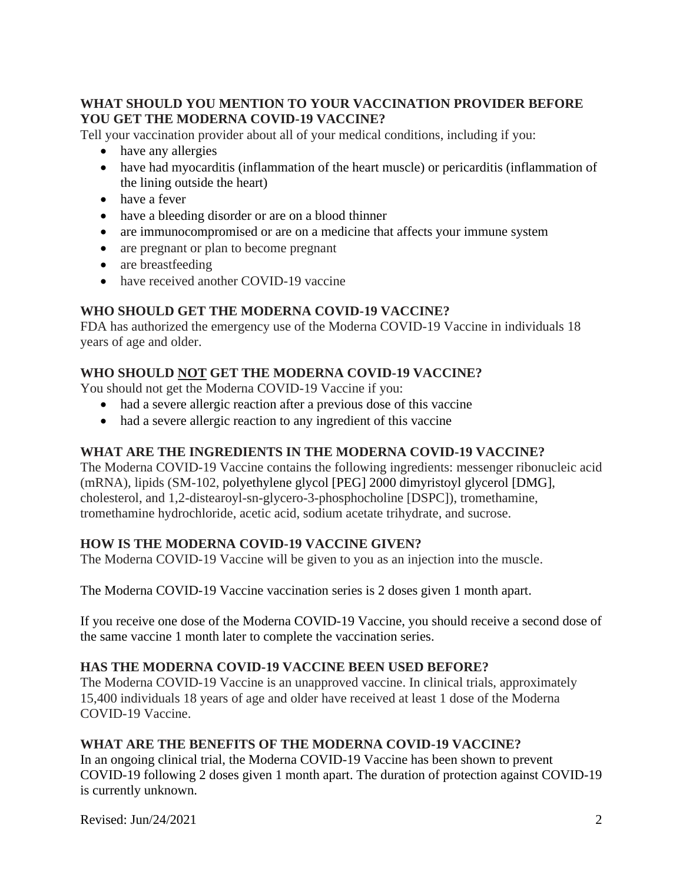## WHAT SHOULD YOU MENTION TO YOUR VACCINATION PROVIDER BEFORE YOU GET THE MODERNA COVID-19 VACCINE?

Tell your vaccination provider about all of your medical conditions, including if you:

- have any allergies
- have had myocarditis (inflammation of the heart muscle) or pericarditis (inflammation of the lining outside the heart)
- have a fever
- have a bleeding disorder or are on a blood thinner
- are immunocompromised or are on a medicine that affects your immune system
- are pregnant or plan to become pregnant
- are breastfeeding
- have received another COVID-19 vaccine

## WHO SHOULD GET THE MODERNA COVID-19 VACCINE?

FDA has authorized the emergency use of the Moderna COVID-19 Vaccine in individuals 18 years of age and older.

## WHO SHOULD NOT GET THE MODERNA COVID-19 VACCINE?

You should not get the Moderna COVID-19 Vaccine if you:

- had a severe allergic reaction after a previous dose of this vaccine
- had a severe allergic reaction to any ingredient of this vaccine

## WHAT ARE THE INGREDIENTS IN THE MODERNA COVID-19 VACCINE?

The Moderna COVID-19 Vaccine contains the following ingredients: messenger ribonucleic acid (mRNA), lipids (SM-102, polyethylene glycol [PEG] 2000 dimyristoyl glycerol [DMG], cholesterol, and 1,2-distearoyl-sn-glycero-3-phosphocholine [DSPC]), tromethamine, tromethamine hydrochloride, acetic acid, sodium acetate trihydrate, and sucrose.

## HOW IS THE MODERNA COVID-19 VACCINE GIVEN?

The Moderna COVID-19 Vaccine will be given to you as an injection into the muscle.

The Moderna COVID-19 Vaccine vaccination series is 2 doses given 1 month apart.

If you receive one dose of the Moderna COVID-19 Vaccine, you should receive a second dose of the same vaccine 1 month later to complete the vaccination series.

## HAS THE MODERNA COVID-19 VACCINE BEEN USED BEFORE?

The Moderna COVID-19 Vaccine is an unapproved vaccine. In clinical trials, approximately 15,400 individuals 18 years of age and older have received at least 1 dose of the Moderna COVID-19 Vaccine.

## WHAT ARE THE BENEFITS OF THE MODERNA COVID-19 VACCINE?

In an ongoing clinical trial, the Moderna COVID-19 Vaccine has been shown to prevent COVID-19 following 2 doses given 1 month apart. The duration of protection against COVID-19 is currently unknown.

Revised: Jun/24/2021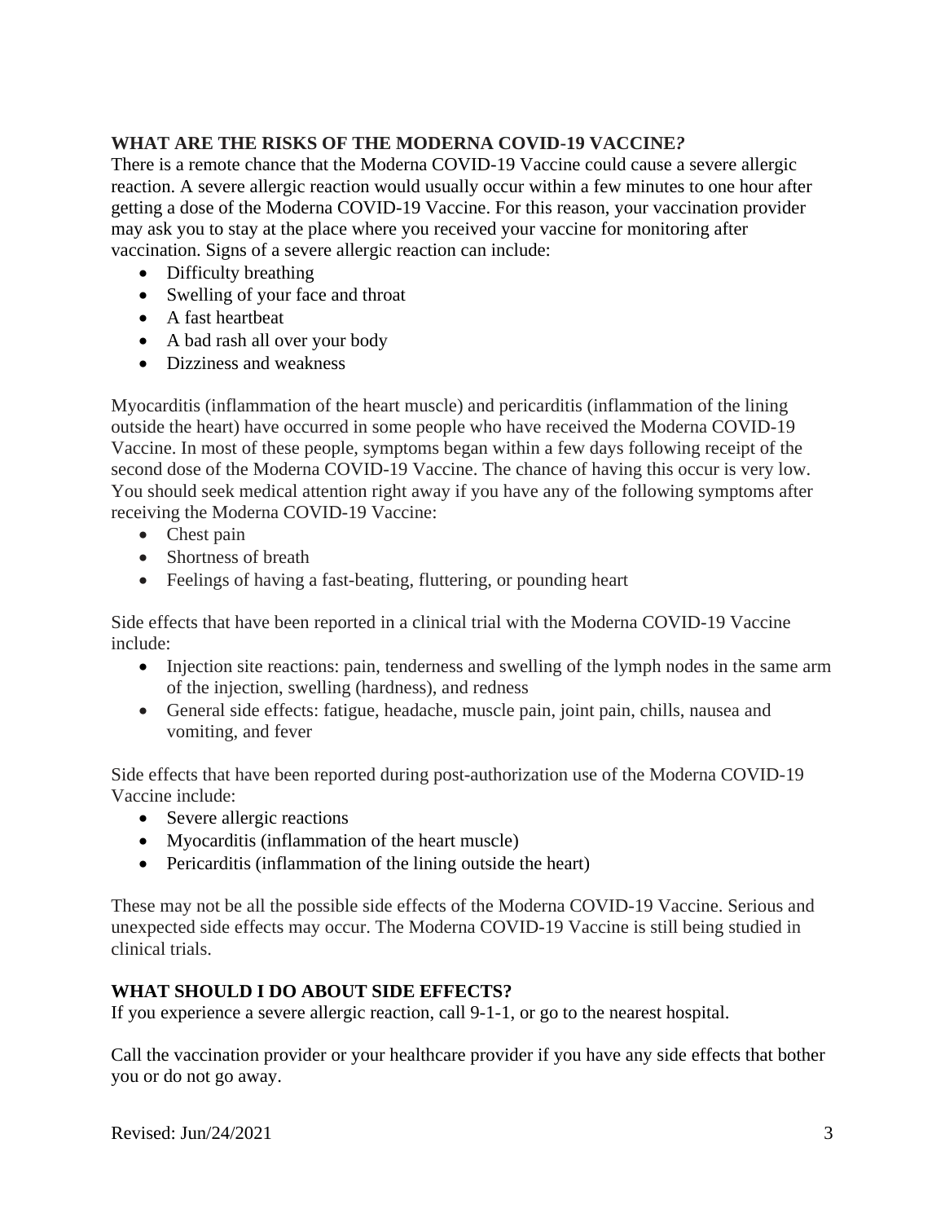## WHAT ARE THE RISKS OF THE MODERNA COVID-19 VACCINE?

There is a remote chance that the Moderna COVID-19 Vaccine could cause a severe allergic reaction. A severe allergic reaction would usually occur within a few minutes to one hour after getting a dose of the Moderna COVID-19 Vaccine. For this reason, your vaccination provider may ask you to stay at the place where you received your vaccine for monitoring after vaccination. Signs of a severe allergic reaction can include:

- Difficulty breathing
- Swelling of your face and throat
- A fast heartbeat
- A bad rash all over your body
- Dizziness and weakness

Myocarditis (inflammation of the heart muscle) and pericarditis (inflammation of the lining outside the heart) have occurred in some people who have received the Moderna COVID-19 Vaccine. In most of these people, symptoms began within a few days following receipt of the second dose of the Moderna COVID-19 Vaccine. The chance of having this occur is very low. You should seek medical attention right away if you have any of the following symptoms after receiving the Moderna COVID-19 Vaccine:

- Chest pain
- Shortness of breath
- Feelings of having a fast-beating, fluttering, or pounding heart

Side effects that have been reported in a clinical trial with the Moderna COVID-19 Vaccine include:

- Injection site reactions: pain, tenderness and swelling of the lymph nodes in the same arm of the injection, swelling (hardness), and redness
- General side effects: fatigue, headache, muscle pain, joint pain, chills, nausea and vomiting, and fever

Side effects that have been reported during post-authorization use of the Moderna COVID-19 Vaccine include:

- Severe allergic reactions
- Myocarditis (inflammation of the heart muscle)
- Pericarditis (inflammation of the lining outside the heart)

These may not be all the possible side effects of the Moderna COVID-19 Vaccine. Serious and unexpected side effects may occur. The Moderna COVID-19 Vaccine is still being studied in clinical trials.

## WHAT SHOULD I DO ABOUT SIDE EFFECTS?

If you experience a severe allergic reaction, call 9-1-1, or go to the nearest hospital.

Call the vaccination provider or your healthcare provider if you have any side effects that bother you or do not go away.

Revised: Jun/24/2021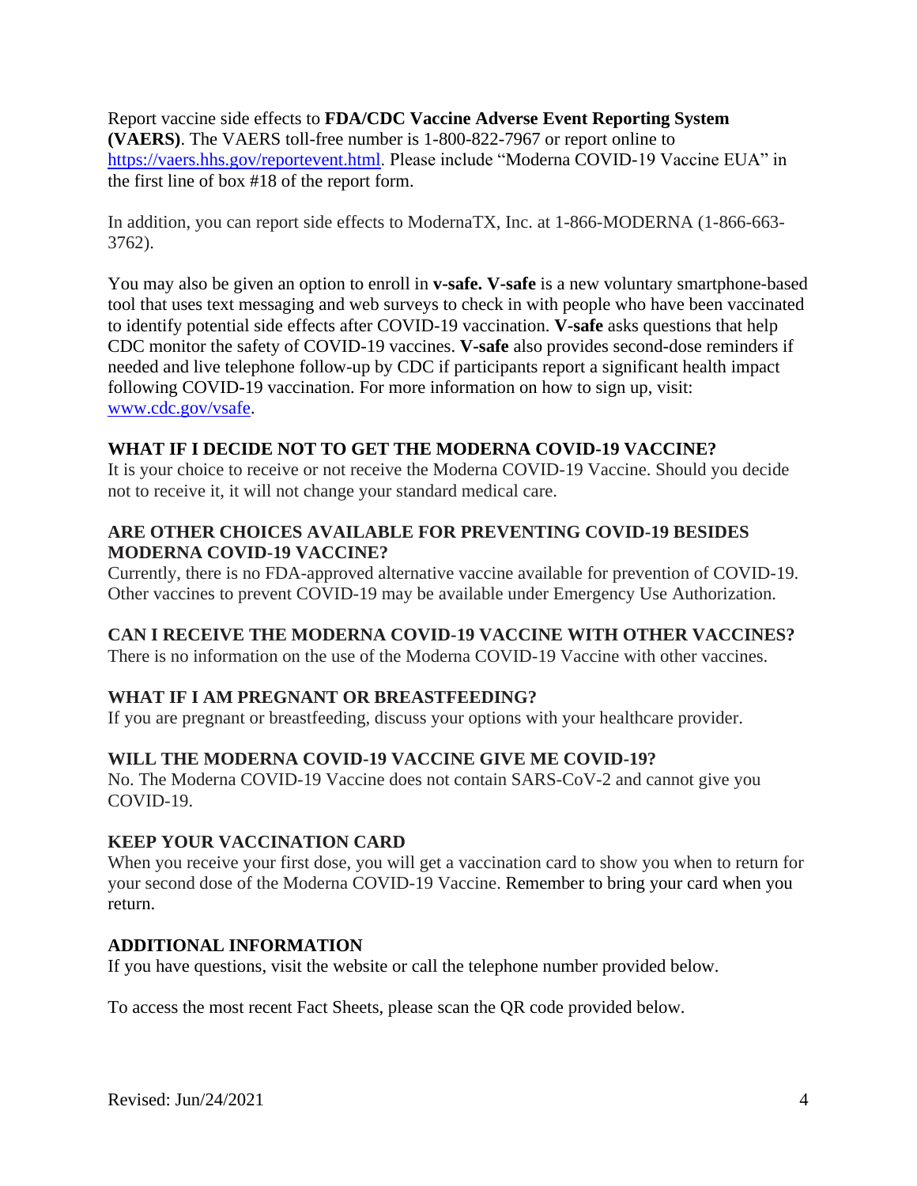Report vaccine side effects to **FDA/CDC Vaccine Adverse Event Reporting System (VAERS)**. The VAERS toll-free number is 1-800-822-7967 or report online to https://vaers.hhs.gov/reportevent.html. Please include "Moderna COVID-19 Vaccine EUA" in the first line of box #18 of the report form.

In addition, you can report side effects to ModernaTX, Inc. at 1-866-MODERNA (1-866-663-3762).

You may also be given an option to enroll in **v-safe. V-safe** is a new voluntary smartphone-based tool that uses text messaging and web surveys to check in with people who have been vaccinated to identify potential side effects after COVID-19 vaccination. **V-safe** asks questions that help CDC monitor the safety of COVID-19 vaccines. **V-safe** also provides second-dose reminders if needed and live telephone follow-up by CDC if participants report a significant health impact following COVID-19 vaccination. For more information on how to sign up, visit: www.cdc.gov/vsafe.

## WHAT IF I DECIDE NOT TO GET THE MODERNA COVID-19 VACCINE?

It is your choice to receive or not receive the Moderna COVID-19 Vaccine. Should you decide not to receive it, it will not change your standard medical care.

## ARE OTHER CHOICES AVAILABLE FOR PREVENTING COVID-19 BESIDES MODERNA COVID-19 VACCINE?

Currently, there is no FDA-approved alternative vaccine available for prevention of COVID-19. Other vaccines to prevent COVID-19 may be available under Emergency Use Authorization.

## CAN I RECEIVE THE MODERNA COVID-19 VACCINE WITH OTHER VACCINES?

There is no information on the use of the Moderna COVID-19 Vaccine with other vaccines.

## WHAT IF I AM PREGNANT OR BREASTFEEDING?

If you are pregnant or breastfeeding, discuss your options with your healthcare provider.

## WILL THE MODERNA COVID-19 VACCINE GIVE ME COVID-19?

No. The Moderna COVID-19 Vaccine does not contain SARS-CoV-2 and cannot give you COVID-19.

## KEEP YOUR VACCINATION CARD

When you receive your first dose, you will get a vaccination card to show you when to return for your second dose of the Moderna COVID-19 Vaccine. Remember to bring your card when you return.

## ADDITIONAL INFORMATION

If you have questions, visit the website or call the telephone number provided below.

To access the most recent Fact Sheets, please scan the QR code provided below.

Revised: Jun/24/2021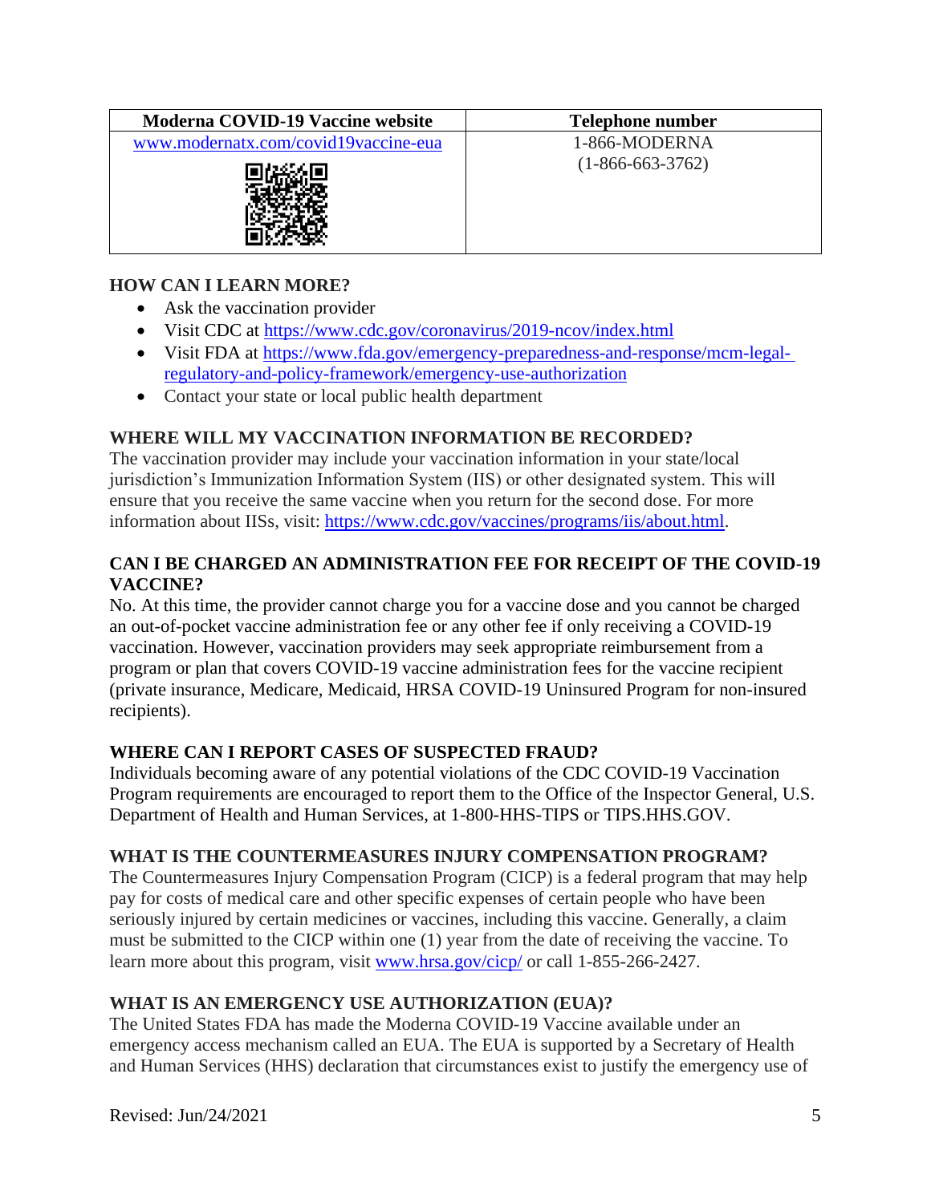| Moderna COVID-19 Vaccine website | Telephone number |
| --- | --- |
| www.modernatx.com/covid19vaccine-eua | 1-866-MODERNA (1-866-663-3762) |

## HOW CAN I LEARN MORE?

- Ask the vaccination provider
- Visit CDC at https://www.cdc.gov/coronavirus/2019-ncov/index.html
- Visit FDA at https://www.fda.gov/emergency-preparedness-and-response/mcm-legal-regulatory-and-policy-framework/emergency-use-authorization
- Contact your state or local public health department

## WHERE WILL MY VACCINATION INFORMATION BE RECORDED?

The vaccination provider may include your vaccination information in your state/local jurisdiction's Immunization Information System (IIS) or other designated system. This will ensure that you receive the same vaccine when you return for the second dose. For more information about IISs, visit: https://www.cdc.gov/vaccines/programs/iis/about.html.

## CAN I BE CHARGED AN ADMINISTRATION FEE FOR RECEIPT OF THE COVID-19 VACCINE?

No. At this time, the provider cannot charge you for a vaccine dose and you cannot be charged an out-of-pocket vaccine administration fee or any other fee if only receiving a COVID-19 vaccination. However, vaccination providers may seek appropriate reimbursement from a program or plan that covers COVID-19 vaccine administration fees for the vaccine recipient (private insurance, Medicare, Medicaid, HRSA COVID-19 Uninsured Program for non-insured recipients).

## WHERE CAN I REPORT CASES OF SUSPECTED FRAUD?

Individuals becoming aware of any potential violations of the CDC COVID-19 Vaccination Program requirements are encouraged to report them to the Office of the Inspector General, U.S. Department of Health and Human Services, at 1-800-HHS-TIPS or TIPS.HHS.GOV.

## WHAT IS THE COUNTERMEASURES INJURY COMPENSATION PROGRAM?

The Countermeasures Injury Compensation Program (CICP) is a federal program that may help pay for costs of medical care and other specific expenses of certain people who have been seriously injured by certain medicines or vaccines, including this vaccine. Generally, a claim must be submitted to the CICP within one (1) year from the date of receiving the vaccine. To learn more about this program, visit www.hrsa.gov/cicp/ or call 1-855-266-2427.

## WHAT IS AN EMERGENCY USE AUTHORIZATION (EUA)?

The United States FDA has made the Moderna COVID-19 Vaccine available under an emergency access mechanism called an EUA. The EUA is supported by a Secretary of Health and Human Services (HHS) declaration that circumstances exist to justify the emergency use of

Revised: Jun/24/2021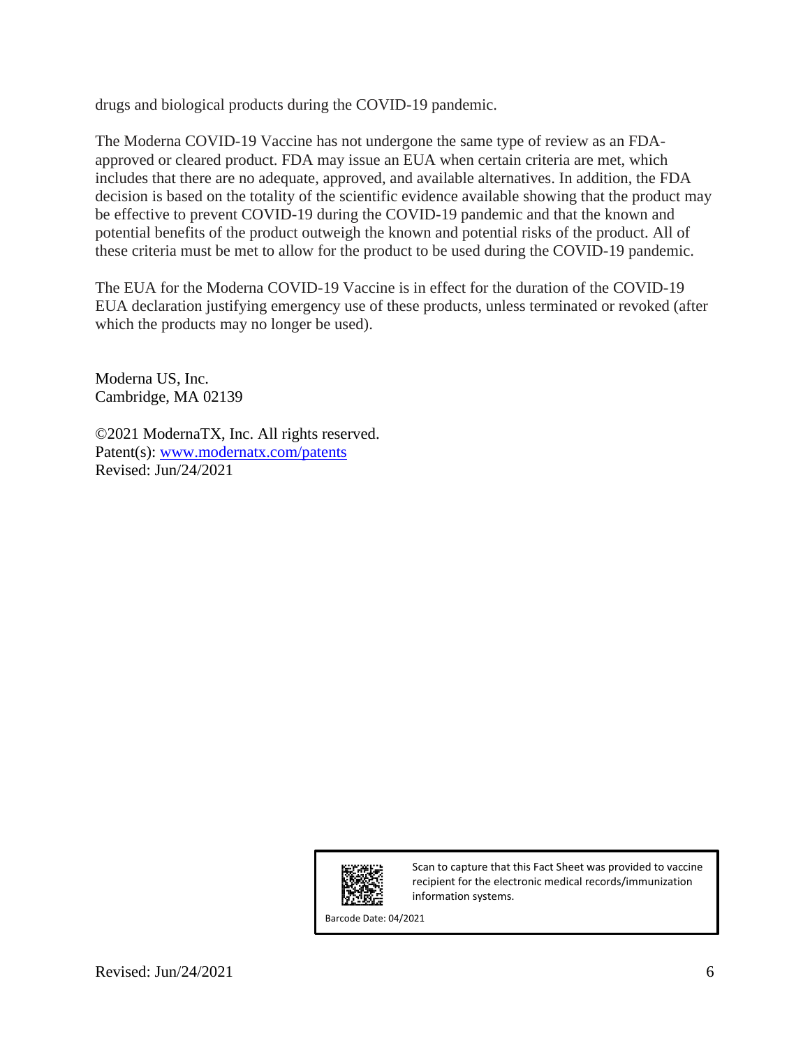drugs and biological products during the COVID-19 pandemic.

The Moderna COVID-19 Vaccine has not undergone the same type of review as an FDA-approved or cleared product. FDA may issue an EUA when certain criteria are met, which includes that there are no adequate, approved, and available alternatives. In addition, the FDA decision is based on the totality of the scientific evidence available showing that the product may be effective to prevent COVID-19 during the COVID-19 pandemic and that the known and potential benefits of the product outweigh the known and potential risks of the product. All of these criteria must be met to allow for the product to be used during the COVID-19 pandemic.

The EUA for the Moderna COVID-19 Vaccine is in effect for the duration of the COVID-19 EUA declaration justifying emergency use of these products, unless terminated or revoked (after which the products may no longer be used).

Moderna US, Inc.
Cambridge, MA 02139

©2021 ModernaTX, Inc. All rights reserved.
Patent(s): [www.modernatx.com/patents](http://www.modernatx.com/patents)
Revised: Jun/24/2021

Scan to capture that this Fact Sheet was provided to vaccine recipient for the electronic medical records/immunization information systems.

Barcode Date: 04/2021